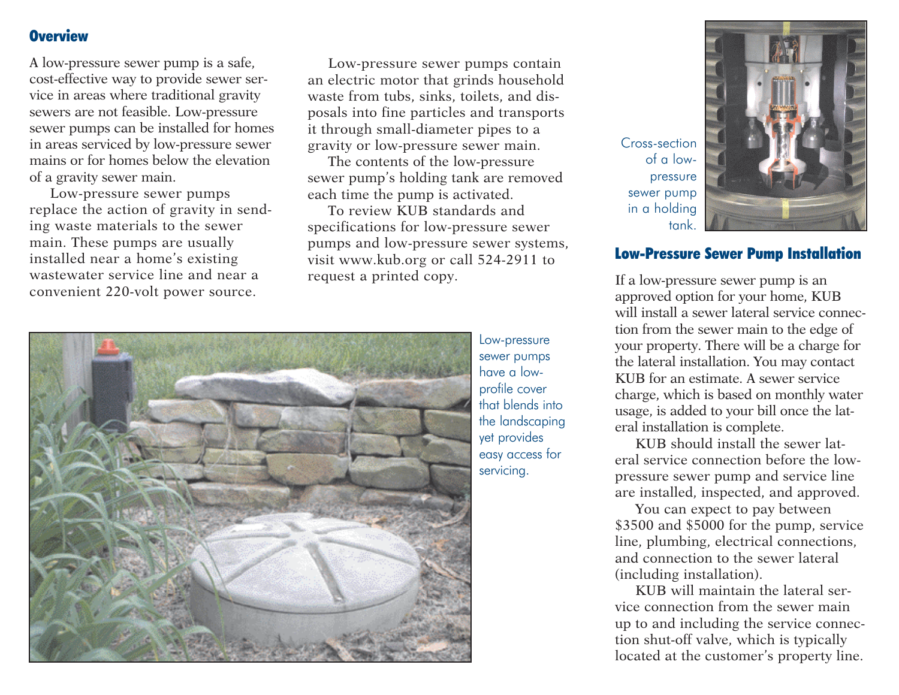## Overview

A low-pressure sewer pump is a safe, cost-effective way to provide sewer service in areas where traditional gravity sewers are not feasible. Low-pressure sewer pumps can be installed for homes in areas serviced by low-pressure sewer mains or for homes below the elevation of a gravity sewer main.

Low-pressure sewer pumps replace the action of gravity in sending waste materials to the sewer main. These pumps are usually installed near a home's existing wastewater service line and near a convenient 220-volt power source.

Low-pressure sewer pumps contain an electric motor that grinds household waste from tubs, sinks, toilets, and disposals into fine particles and transports it through small-diameter pipes to a gravity or low-pressure sewer main.

The contents of the low-pressure sewer pump's holding tank are removed each time the pump is activated.

To review KUB standards and specifications for low-pressure sewer pumps and low-pressure sewer systems, visit www.kub.org or call 524-2911 to request a printed copy.

Low-pressure sewer pumps have a low-profile cover that blends into the landscaping yet provides easy access for servicing.

Cross-section of a low-pressure sewer pump in a holding tank.

## Low-Pressure Sewer Pump Installation

If a low-pressure sewer pump is an approved option for your home, KUB will install a sewer lateral service connection from the sewer main to the edge of your property. There will be a charge for the lateral installation. You may contact KUB for an estimate. A sewer service charge, which is based on monthly water usage, is added to your bill once the lateral installation is complete.

KUB should install the sewer lateral service connection before the low-pressure sewer pump and service line are installed, inspected, and approved.

You can expect to pay between $3500 and $5000 for the pump, service line, plumbing, electrical connections, and connection to the sewer lateral (including installation).

KUB will maintain the lateral service connection from the sewer main up to and including the service connection shut-off valve, which is typically located at the customer's property line.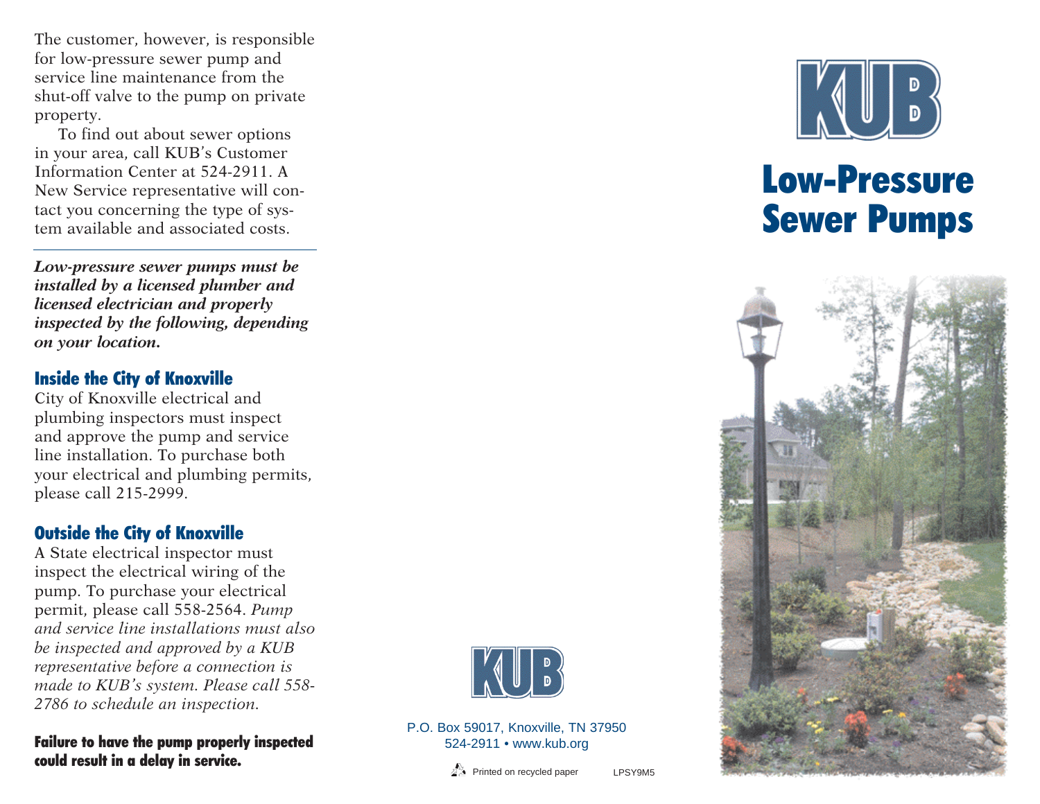The customer, however, is responsible for low-pressure sewer pump and service line maintenance from the shut-off valve to the pump on private property.

To find out about sewer options in your area, call KUB's Customer Information Center at 524-2911. A New Service representative will contact you concerning the type of system available and associated costs.

---

***Low-pressure sewer pumps must be installed by a licensed plumber and licensed electrician and properly inspected by the following, depending on your location.***

### Inside the City of Knoxville

City of Knoxville electrical and plumbing inspectors must inspect and approve the pump and service line installation. To purchase both your electrical and plumbing permits, please call 215-2999.

### Outside the City of Knoxville

A State electrical inspector must inspect the electrical wiring of the pump. To purchase your electrical permit, please call 558-2564. *Pump and service line installations must also be inspected and approved by a KUB representative before a connection is made to KUB's system. Please call 558-2786 to schedule an inspection.*

**Failure to have the pump properly inspected could result in a delay in service.**

KUB

P.O. Box 59017, Knoxville, TN 37950
524-2911 • www.kub.org

Printed on recycled paper LPSY9M5

KUB

# Low-Pressure Sewer Pumps